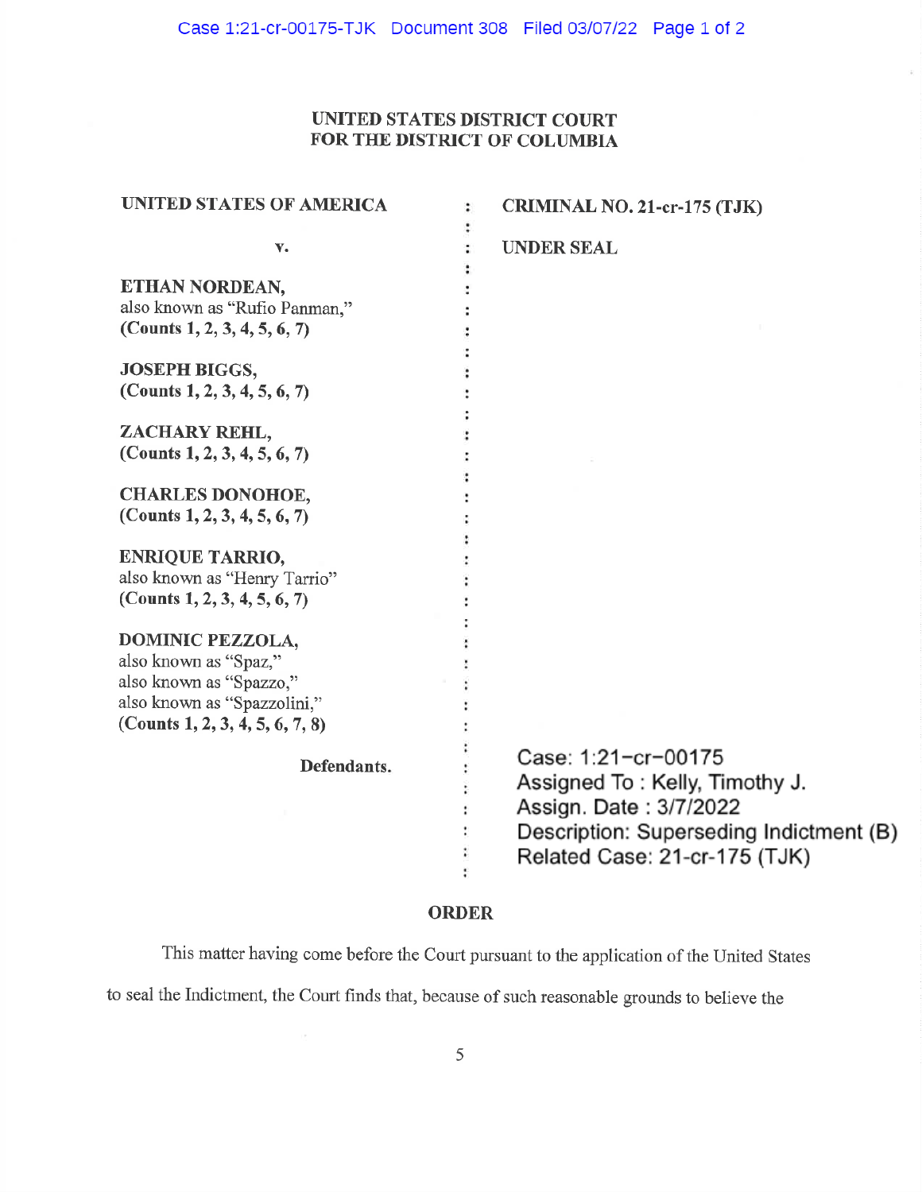**UNITED STATES DISTRICT COURT**
**FOR THE DISTRICT OF COLUMBIA**

| | | |
|---|---|---|
| **UNITED STATES OF AMERICA** | : | **CRIMINAL NO. 21-cr-175 (TJK)** |
| **v.** | : | **UNDER SEAL** |
| **ETHAN NORDEAN,** also known as "Rufio Panman," **(Counts 1, 2, 3, 4, 5, 6, 7)** | : | |
| **JOSEPH BIGGS, (Counts 1, 2, 3, 4, 5, 6, 7)** | : | |
| **ZACHARY REHL, (Counts 1, 2, 3, 4, 5, 6, 7)** | : | |
| **CHARLES DONOHOE, (Counts 1, 2, 3, 4, 5, 6, 7)** | : | |
| **ENRIQUE TARRIO,** also known as "Henry Tarrio" **(Counts 1, 2, 3, 4, 5, 6, 7)** | : | |
| **DOMINIC PEZZOLA,** also known as "Spaz," also known as "Spazzo," also known as "Spazzolini," **(Counts 1, 2, 3, 4, 5, 6, 7, 8)** | : | |
| **Defendants.** | : | Case: 1:21-cr-00175<br>Assigned To : Kelly, Timothy J.<br>Assign. Date : 3/7/2022<br>Description: Superseding Indictment (B)<br>Related Case: 21-cr-175 (TJK) |

**ORDER**

This matter having come before the Court pursuant to the application of the United States to seal the Indictment, the Court finds that, because of such reasonable grounds to believe the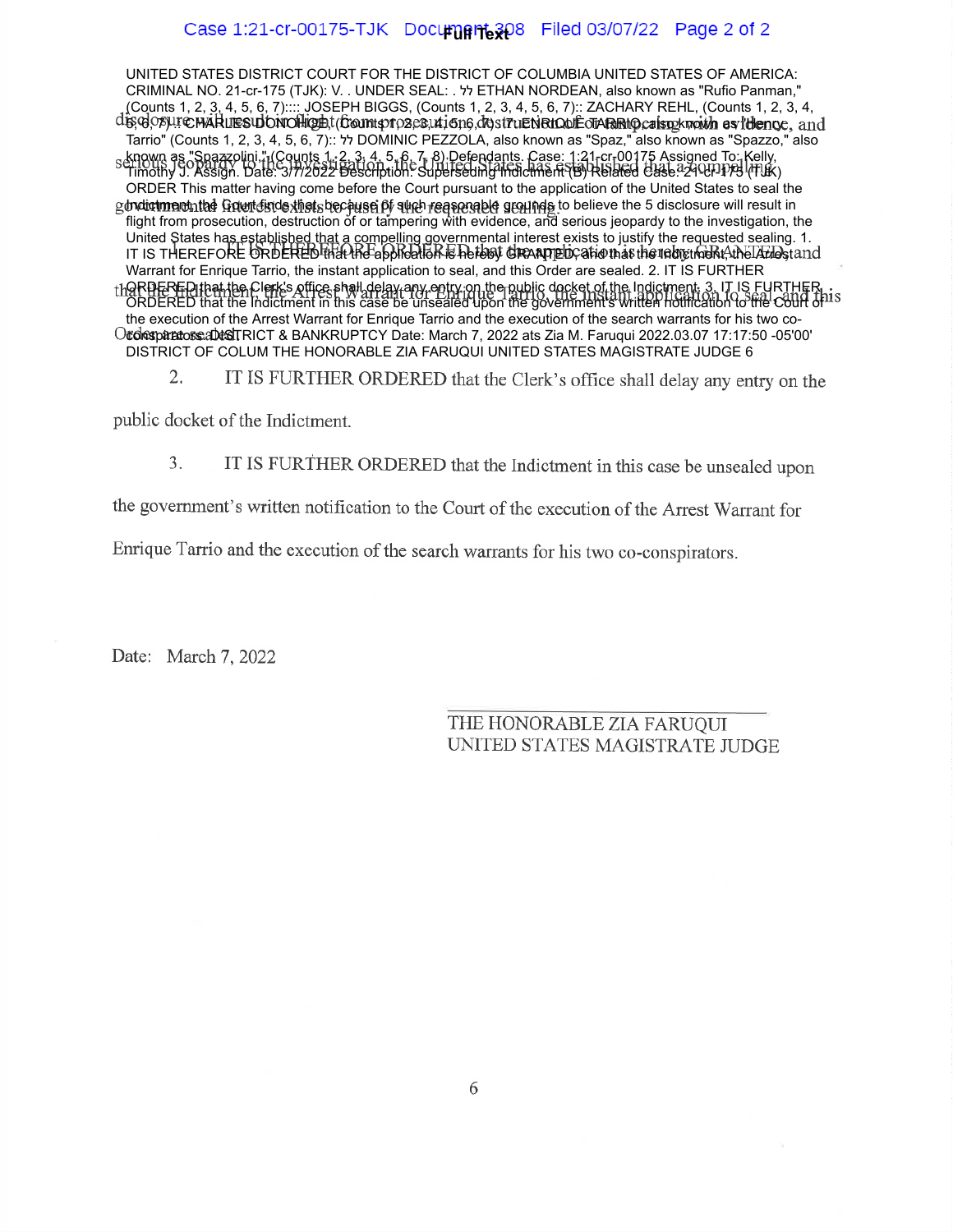UNITED STATES DISTRICT COURT FOR THE DISTRICT OF COLUMBIA UNITED STATES OF AMERICA: CRIMINAL NO. 21-cr-175 (TJK): V. . UNDER SEAL: . לל ETHAN NORDEAN, also known as "Rufio Panman," (Counts 1, 2, 3, 4, 5, 6, 7):::: JOSEPH BIGGS, (Counts 1, 2, 3, 4, 5, 6, 7):: ZACHARY REHL, (Counts 1, 2, 3, 4, 5, 6, 7):: CHARLES DONOHOE, (Counts 1, 2, 3, 4, 5, 6, 7):: ENRIQUE TARRIO, also known as "Henry Tarrio" (Counts 1, 2, 3, 4, 5, 6, 7):: לל DOMINIC PEZZOLA, also known as "Spaz," also known as "Spazzo," also known as "Spazzolini," (Counts 1, 2, 3, 4, 5, 6, 7, 8) Defendants. Case: 1:21-cr-00175 Assigned To: Kelly, Timothy J. Assign. Date: 3/7/2022 Description: Superseding Indictment (B) Related Case: 21-cr-175 (TJK) ORDER This matter having come before the Court pursuant to the application of the United States to seal the Indictment, the Court finds that, because of such reasonable grounds to believe the 5 disclosure will result in flight from prosecution, destruction of or tampering with evidence, and serious jeopardy to the investigation, the United States has established that a compelling governmental interest exists to justify the requested sealing. 1. IT IS THEREFORE ORDERED that the application is hereby GRANTED, and that the Indictment, the Arrest Warrant for Enrique Tarrio, the instant application to seal, and this Order are sealed. 2. IT IS FURTHER ORDERED that the Clerk's office shall delay any entry on the public docket of the Indictment. 3. IT IS FURTHER ORDERED that the Indictment in this case be unsealed upon the government's written notification to the Court of the execution of the Arrest Warrant for Enrique Tarrio and the execution of the search warrants for his two co-conspirators. DISTRICT & BANKRUPTCY Date: March 7, 2022 ats Zia M. Faruqui 2022.03.07 17:17:50 -05'00' DISTRICT OF COLUM THE HONORABLE ZIA FARUQUI UNITED STATES MAGISTRATE JUDGE 6

disclosure will result in flight from prosecution, destruction of evidence, and serious jeopardy to the investigation, the United States has established that a compelling governmental interest exists to justify the requested sealing.

1. IT IS THEREFORE ORDERED that the application is hereby GRANTED, and that the Indictment, the Arrest Warrant for Enrique Tarrio, the instant application to seal, and this Order are sealed.

2. IT IS FURTHER ORDERED that the Clerk's office shall delay any entry on the public docket of the Indictment.

3. IT IS FURTHER ORDERED that the Indictment in this case be unsealed upon the government's written notification to the Court of the execution of the Arrest Warrant for Enrique Tarrio and the execution of the search warrants for his two co-conspirators.

Date: March 7, 2022

THE HONORABLE ZIA FARUQUI
UNITED STATES MAGISTRATE JUDGE